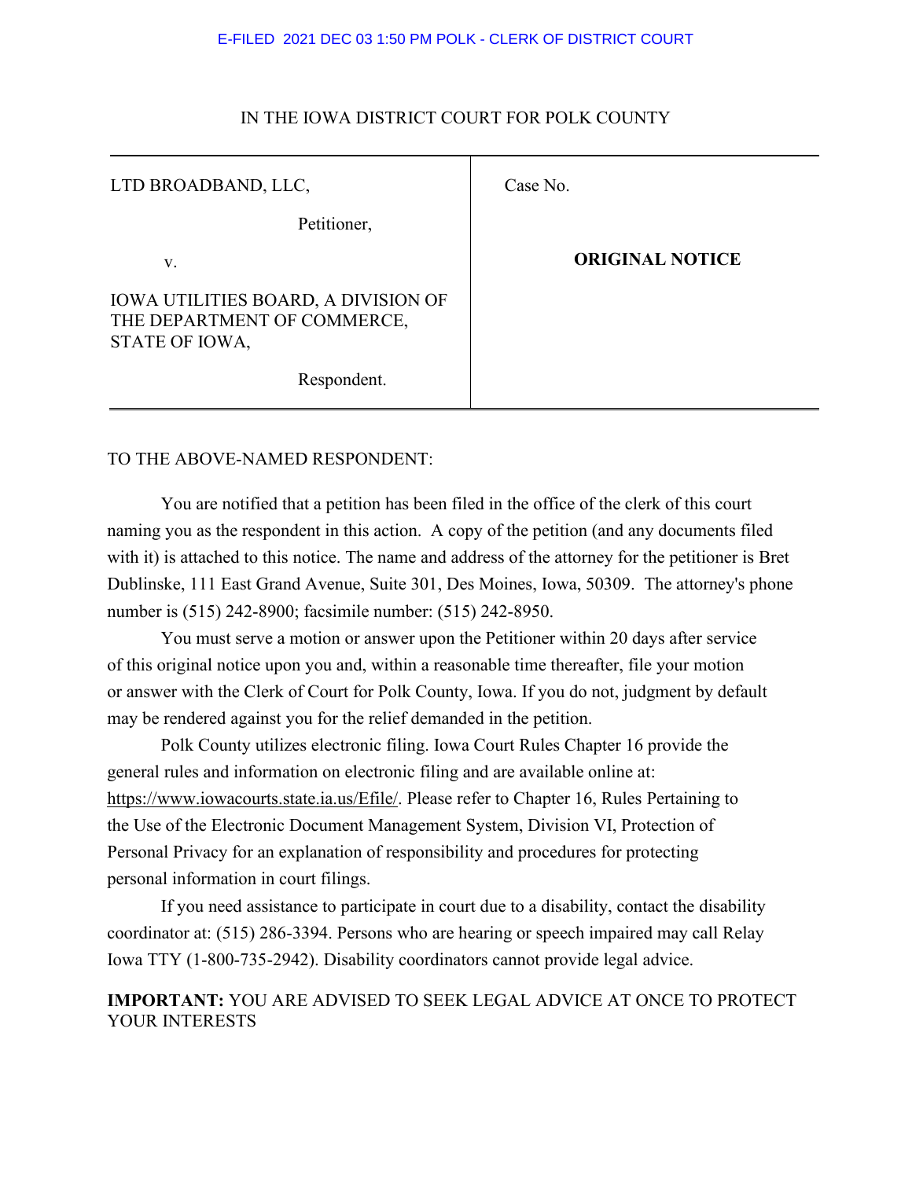E-FILED 2021 DEC 03 1:50 PM POLK - CLERK OF DISTRICT COURT

IN THE IOWA DISTRICT COURT FOR POLK COUNTY

| | |
|---|---|
| LTD BROADBAND, LLC,<br><br>Petitioner,<br><br>v.<br><br>IOWA UTILITIES BOARD, A DIVISION OF THE DEPARTMENT OF COMMERCE, STATE OF IOWA,<br><br>Respondent. | Case No.<br><br>**ORIGINAL NOTICE** |

TO THE ABOVE-NAMED RESPONDENT:

You are notified that a petition has been filed in the office of the clerk of this court naming you as the respondent in this action. A copy of the petition (and any documents filed with it) is attached to this notice. The name and address of the attorney for the petitioner is Bret Dublinske, 111 East Grand Avenue, Suite 301, Des Moines, Iowa, 50309. The attorney's phone number is (515) 242-8900; facsimile number: (515) 242-8950.

You must serve a motion or answer upon the Petitioner within 20 days after service of this original notice upon you and, within a reasonable time thereafter, file your motion or answer with the Clerk of Court for Polk County, Iowa. If you do not, judgment by default may be rendered against you for the relief demanded in the petition.

Polk County utilizes electronic filing. Iowa Court Rules Chapter 16 provide the general rules and information on electronic filing and are available online at: https://www.iowacourts.state.ia.us/Efile/. Please refer to Chapter 16, Rules Pertaining to the Use of the Electronic Document Management System, Division VI, Protection of Personal Privacy for an explanation of responsibility and procedures for protecting personal information in court filings.

If you need assistance to participate in court due to a disability, contact the disability coordinator at: (515) 286-3394. Persons who are hearing or speech impaired may call Relay Iowa TTY (1-800-735-2942). Disability coordinators cannot provide legal advice.

**IMPORTANT:** YOU ARE ADVISED TO SEEK LEGAL ADVICE AT ONCE TO PROTECT YOUR INTERESTS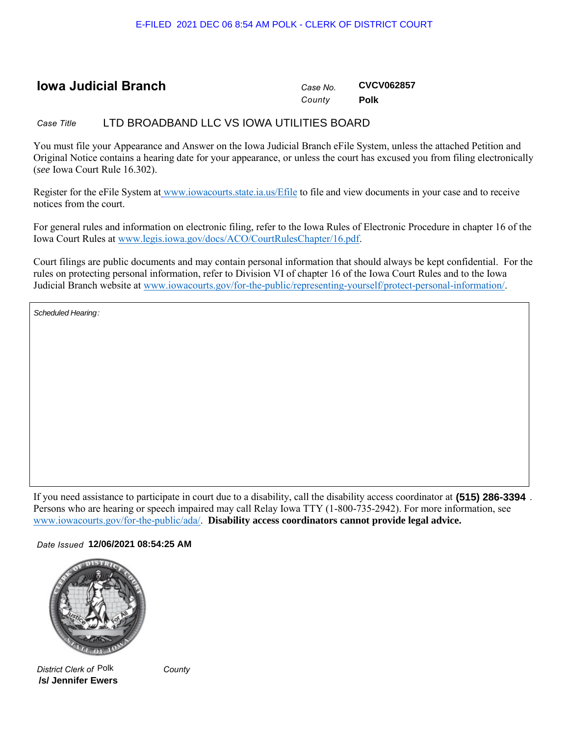E-FILED 2021 DEC 06 8:54 AM POLK - CLERK OF DISTRICT COURT

# Iowa Judicial Branch

*Case No.* **CVCV062857**
*County* **Polk**

*Case Title* LTD BROADBAND LLC VS IOWA UTILITIES BOARD

You must file your Appearance and Answer on the Iowa Judicial Branch eFile System, unless the attached Petition and Original Notice contains a hearing date for your appearance, or unless the court has excused you from filing electronically (*see* Iowa Court Rule 16.302).

Register for the eFile System at www.iowacourts.state.ia.us/Efile to file and view documents in your case and to receive notices from the court.

For general rules and information on electronic filing, refer to the Iowa Rules of Electronic Procedure in chapter 16 of the Iowa Court Rules at www.legis.iowa.gov/docs/ACO/CourtRulesChapter/16.pdf.

Court filings are public documents and may contain personal information that should always be kept confidential. For the rules on protecting personal information, refer to Division VI of chapter 16 of the Iowa Court Rules and to the Iowa Judicial Branch website at www.iowacourts.gov/for-the-public/representing-yourself/protect-personal-information/.

*Scheduled Hearing:*

If you need assistance to participate in court due to a disability, call the disability access coordinator at **(515) 286-3394** . Persons who are hearing or speech impaired may call Relay Iowa TTY (1-800-735-2942). For more information, see www.iowacourts.gov/for-the-public/ada/. **Disability access coordinators cannot provide legal advice.**

*Date Issued* **12/06/2021 08:54:25 AM**

*District Clerk of* Polk *County*
**/s/ Jennifer Ewers**